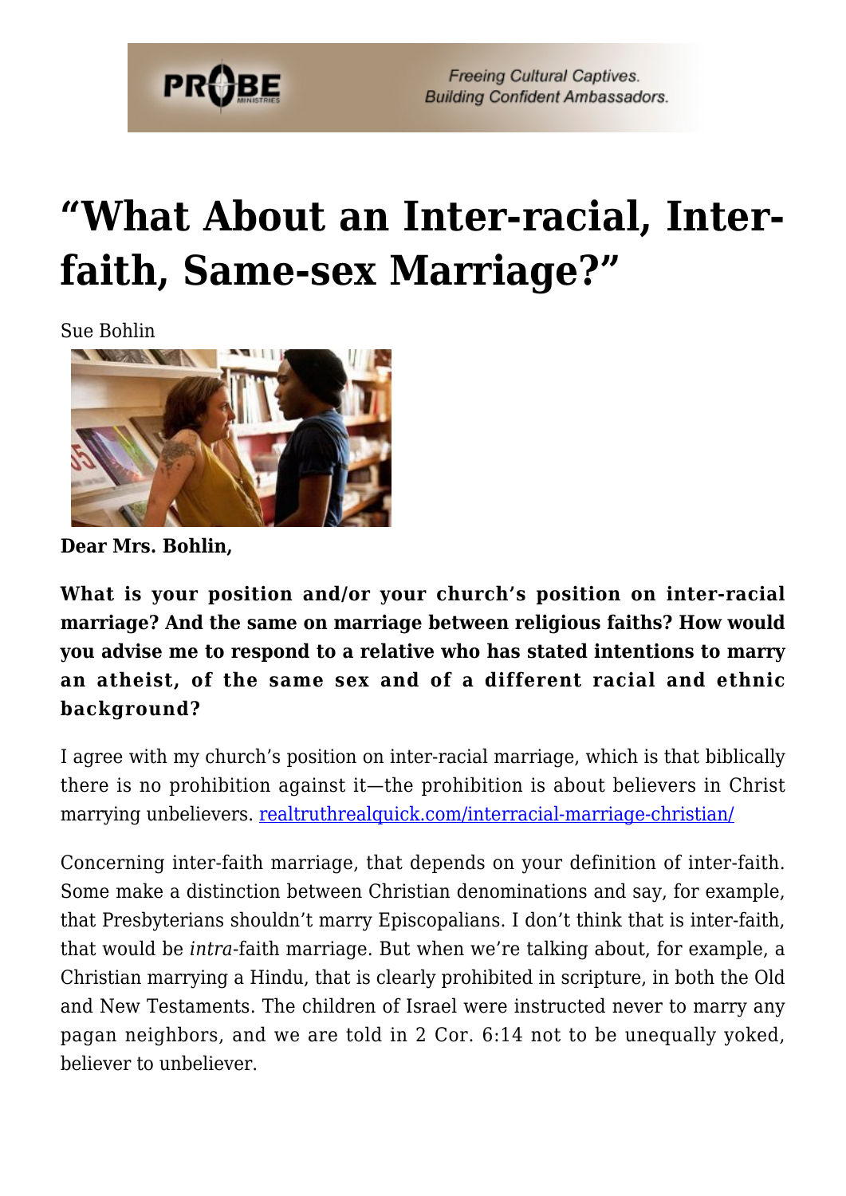# "What About an Inter-racial, Inter-faith, Same-sex Marriage?"

Sue Bohlin

**Dear Mrs. Bohlin,**

**What is your position and/or your church's position on inter-racial marriage? And the same on marriage between religious faiths? How would you advise me to respond to a relative who has stated intentions to marry an atheist, of the same sex and of a different racial and ethnic background?**

I agree with my church's position on inter-racial marriage, which is that biblically there is no prohibition against it—the prohibition is about believers in Christ marrying unbelievers. realtruthrealquick.com/interracial-marriage-christian/

Concerning inter-faith marriage, that depends on your definition of inter-faith. Some make a distinction between Christian denominations and say, for example, that Presbyterians shouldn't marry Episcopalians. I don't think that is inter-faith, that would be *intra*-faith marriage. But when we're talking about, for example, a Christian marrying a Hindu, that is clearly prohibited in scripture, in both the Old and New Testaments. The children of Israel were instructed never to marry any pagan neighbors, and we are told in 2 Cor. 6:14 not to be unequally yoked, believer to unbeliever.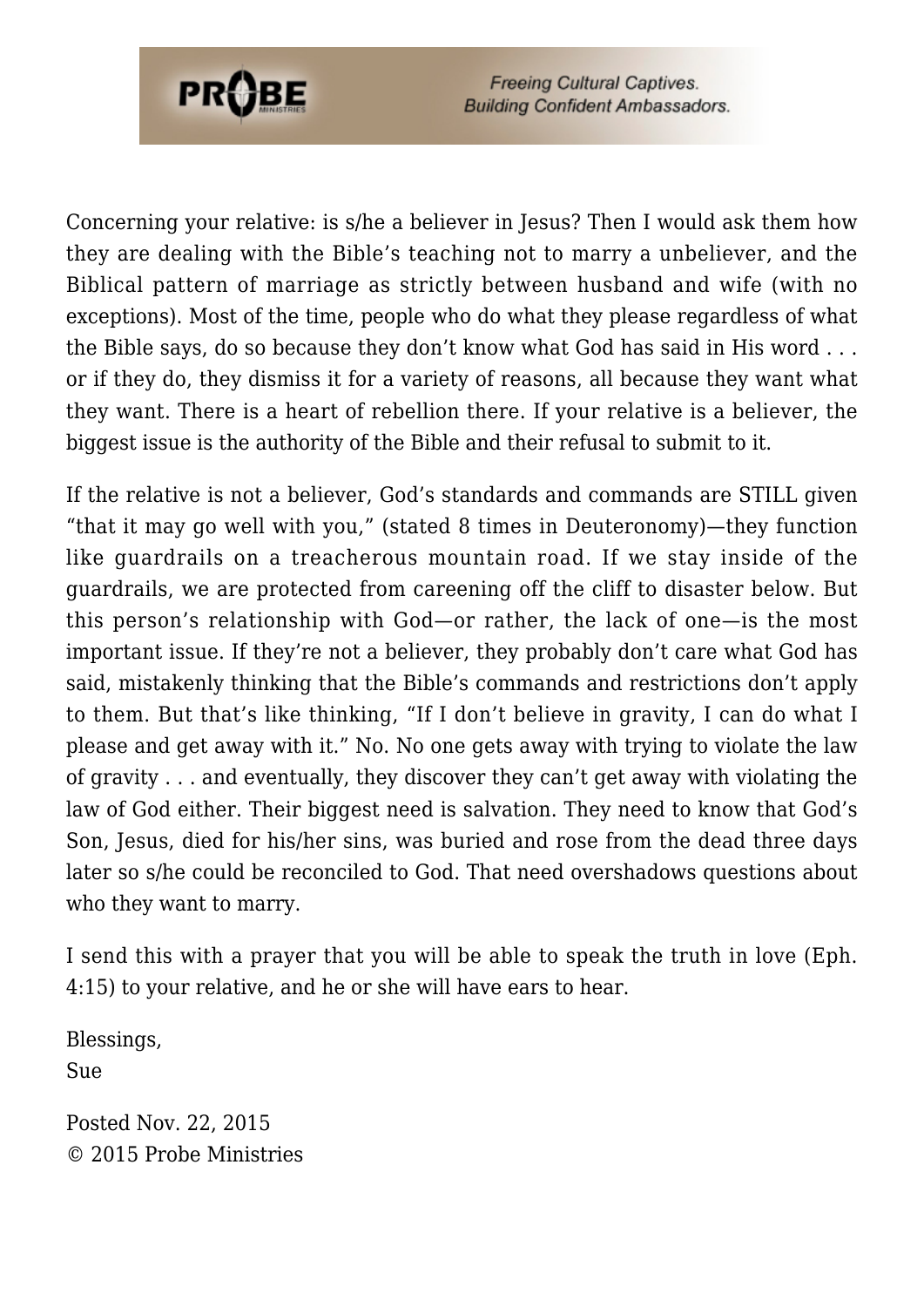Concerning your relative: is s/he a believer in Jesus? Then I would ask them how they are dealing with the Bible's teaching not to marry a unbeliever, and the Biblical pattern of marriage as strictly between husband and wife (with no exceptions). Most of the time, people who do what they please regardless of what the Bible says, do so because they don't know what God has said in His word . . . or if they do, they dismiss it for a variety of reasons, all because they want what they want. There is a heart of rebellion there. If your relative is a believer, the biggest issue is the authority of the Bible and their refusal to submit to it.

If the relative is not a believer, God's standards and commands are STILL given "that it may go well with you," (stated 8 times in Deuteronomy)—they function like guardrails on a treacherous mountain road. If we stay inside of the guardrails, we are protected from careening off the cliff to disaster below. But this person's relationship with God—or rather, the lack of one—is the most important issue. If they're not a believer, they probably don't care what God has said, mistakenly thinking that the Bible's commands and restrictions don't apply to them. But that's like thinking, "If I don't believe in gravity, I can do what I please and get away with it." No. No one gets away with trying to violate the law of gravity . . . and eventually, they discover they can't get away with violating the law of God either. Their biggest need is salvation. They need to know that God's Son, Jesus, died for his/her sins, was buried and rose from the dead three days later so s/he could be reconciled to God. That need overshadows questions about who they want to marry.

I send this with a prayer that you will be able to speak the truth in love (Eph. 4:15) to your relative, and he or she will have ears to hear.

Blessings,
Sue

Posted Nov. 22, 2015
© 2015 Probe Ministries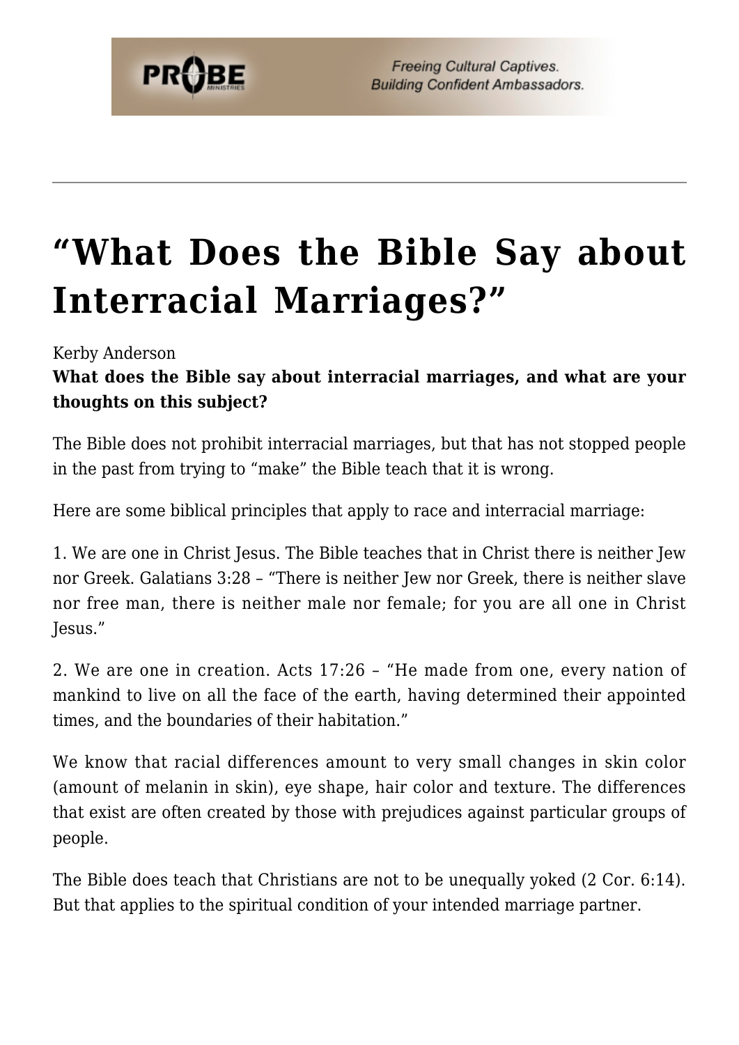# "What Does the Bible Say about Interracial Marriages?"

Kerby Anderson

**What does the Bible say about interracial marriages, and what are your thoughts on this subject?**

The Bible does not prohibit interracial marriages, but that has not stopped people in the past from trying to "make" the Bible teach that it is wrong.

Here are some biblical principles that apply to race and interracial marriage:

1. We are one in Christ Jesus. The Bible teaches that in Christ there is neither Jew nor Greek. Galatians 3:28 – "There is neither Jew nor Greek, there is neither slave nor free man, there is neither male nor female; for you are all one in Christ Jesus."

2. We are one in creation. Acts 17:26 – "He made from one, every nation of mankind to live on all the face of the earth, having determined their appointed times, and the boundaries of their habitation."

We know that racial differences amount to very small changes in skin color (amount of melanin in skin), eye shape, hair color and texture. The differences that exist are often created by those with prejudices against particular groups of people.

The Bible does teach that Christians are not to be unequally yoked (2 Cor. 6:14). But that applies to the spiritual condition of your intended marriage partner.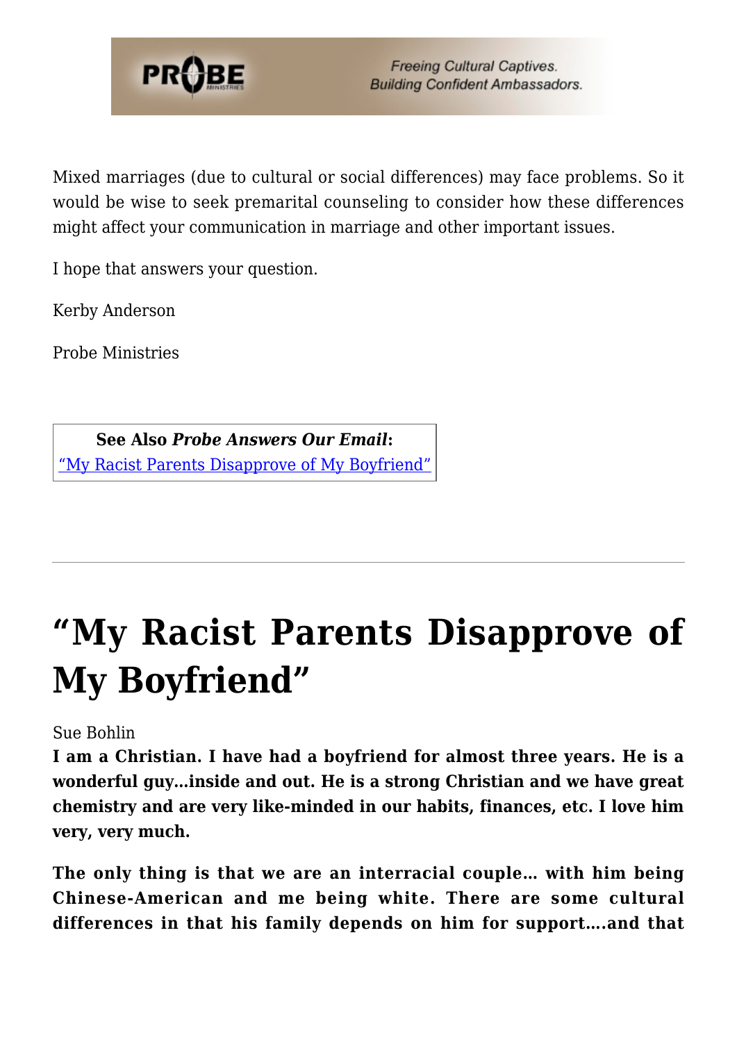Mixed marriages (due to cultural or social differences) may face problems. So it would be wise to seek premarital counseling to consider how these differences might affect your communication in marriage and other important issues.

I hope that answers your question.

Kerby Anderson

Probe Ministries

| **See Also *Probe Answers Our Email*:** |
| --- |
| [“My Racist Parents Disapprove of My Boyfriend”](#) |

---

# “My Racist Parents Disapprove of My Boyfriend”

Sue Bohlin

**I am a Christian. I have had a boyfriend for almost three years. He is a wonderful guy…inside and out. He is a strong Christian and we have great chemistry and are very like-minded in our habits, finances, etc. I love him very, very much.**

**The only thing is that we are an interracial couple… with him being Chinese-American and me being white. There are some cultural differences in that his family depends on him for support….and that**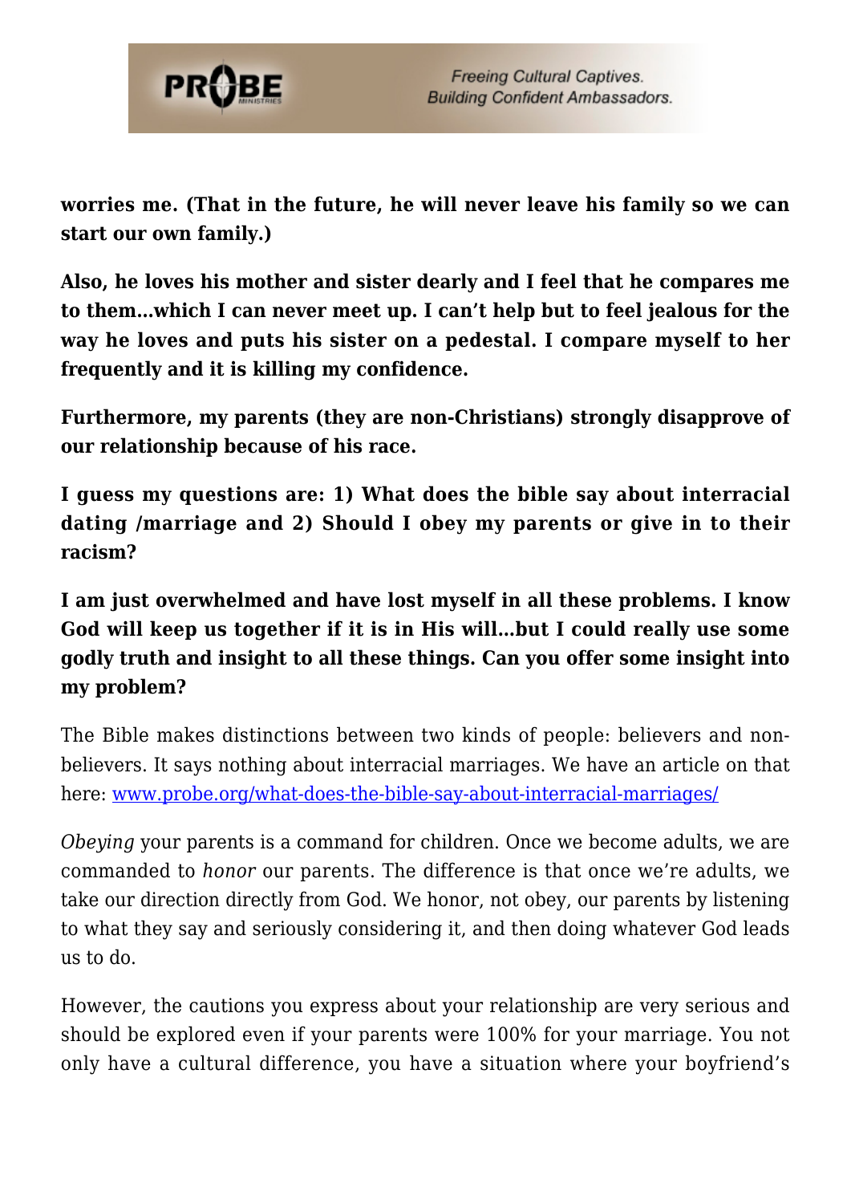**worries me. (That in the future, he will never leave his family so we can start our own family.)**

**Also, he loves his mother and sister dearly and I feel that he compares me to them…which I can never meet up. I can't help but to feel jealous for the way he loves and puts his sister on a pedestal. I compare myself to her frequently and it is killing my confidence.**

**Furthermore, my parents (they are non-Christians) strongly disapprove of our relationship because of his race.**

**I guess my questions are: 1) What does the bible say about interracial dating /marriage and 2) Should I obey my parents or give in to their racism?**

**I am just overwhelmed and have lost myself in all these problems. I know God will keep us together if it is in His will…but I could really use some godly truth and insight to all these things. Can you offer some insight into my problem?**

The Bible makes distinctions between two kinds of people: believers and non-believers. It says nothing about interracial marriages. We have an article on that here: [www.probe.org/what-does-the-bible-say-about-interracial-marriages/](http://www.probe.org/what-does-the-bible-say-about-interracial-marriages/)

*Obeying* your parents is a command for children. Once we become adults, we are commanded to *honor* our parents. The difference is that once we're adults, we take our direction directly from God. We honor, not obey, our parents by listening to what they say and seriously considering it, and then doing whatever God leads us to do.

However, the cautions you express about your relationship are very serious and should be explored even if your parents were 100% for your marriage. You not only have a cultural difference, you have a situation where your boyfriend's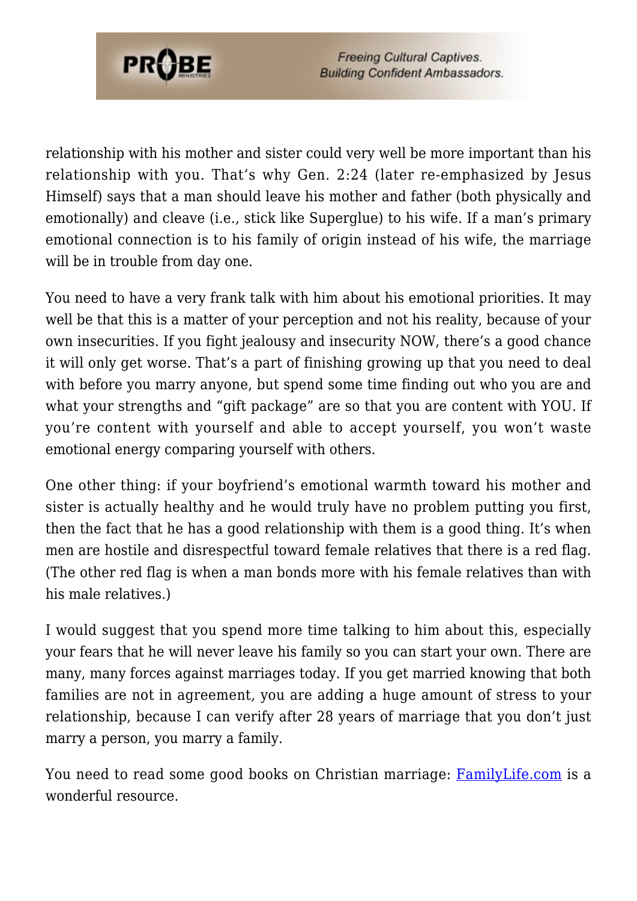relationship with his mother and sister could very well be more important than his relationship with you. That's why Gen. 2:24 (later re-emphasized by Jesus Himself) says that a man should leave his mother and father (both physically and emotionally) and cleave (i.e., stick like Superglue) to his wife. If a man's primary emotional connection is to his family of origin instead of his wife, the marriage will be in trouble from day one.

You need to have a very frank talk with him about his emotional priorities. It may well be that this is a matter of your perception and not his reality, because of your own insecurities. If you fight jealousy and insecurity NOW, there's a good chance it will only get worse. That's a part of finishing growing up that you need to deal with before you marry anyone, but spend some time finding out who you are and what your strengths and "gift package" are so that you are content with YOU. If you're content with yourself and able to accept yourself, you won't waste emotional energy comparing yourself with others.

One other thing: if your boyfriend's emotional warmth toward his mother and sister is actually healthy and he would truly have no problem putting you first, then the fact that he has a good relationship with them is a good thing. It's when men are hostile and disrespectful toward female relatives that there is a red flag. (The other red flag is when a man bonds more with his female relatives than with his male relatives.)

I would suggest that you spend more time talking to him about this, especially your fears that he will never leave his family so you can start your own. There are many, many forces against marriages today. If you get married knowing that both families are not in agreement, you are adding a huge amount of stress to your relationship, because I can verify after 28 years of marriage that you don't just marry a person, you marry a family.

You need to read some good books on Christian marriage: [FamilyLife.com](FamilyLife.com) is a wonderful resource.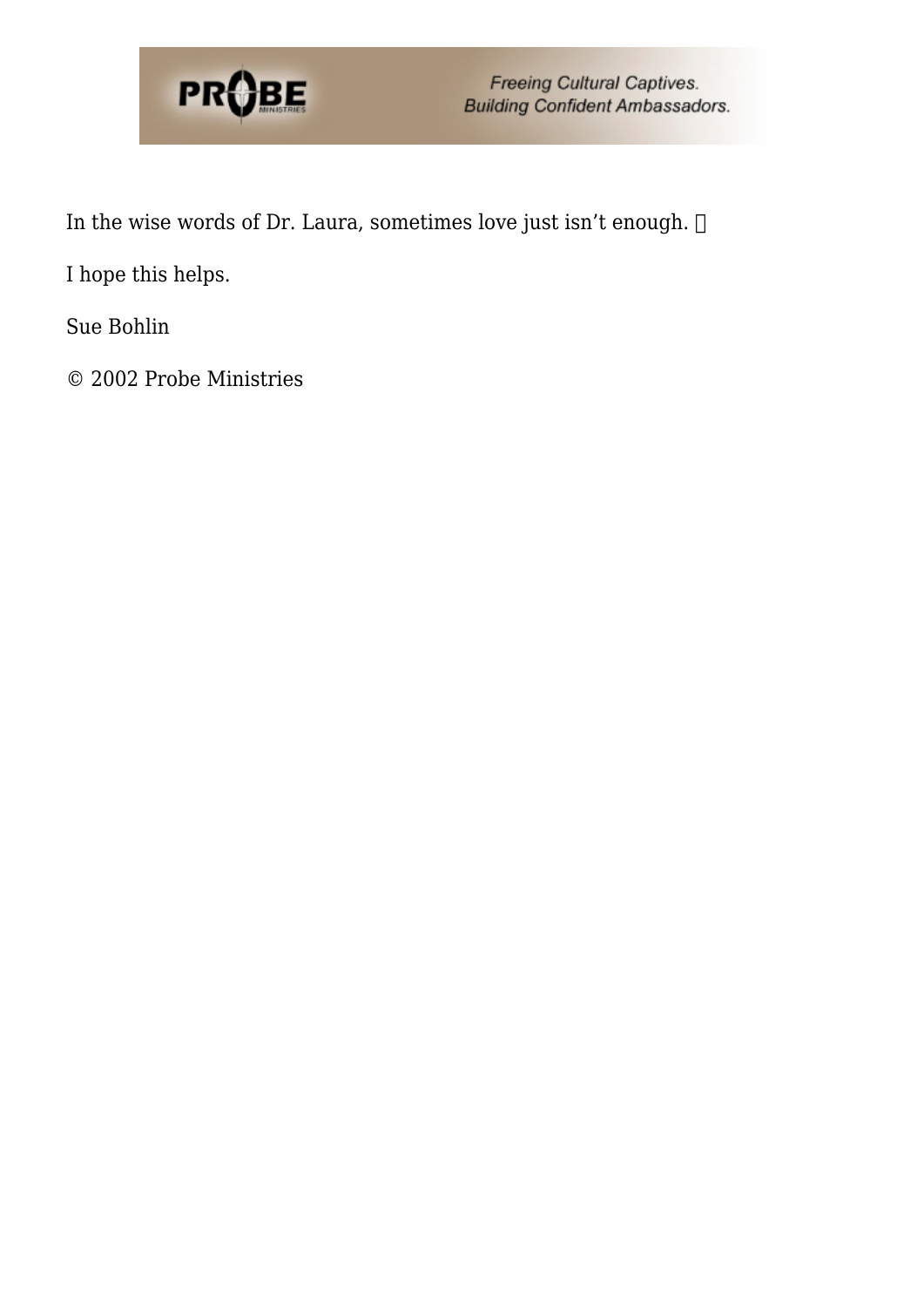In the wise words of Dr. Laura, sometimes love just isn't enough. �

I hope this helps.

Sue Bohlin

© 2002 Probe Ministries